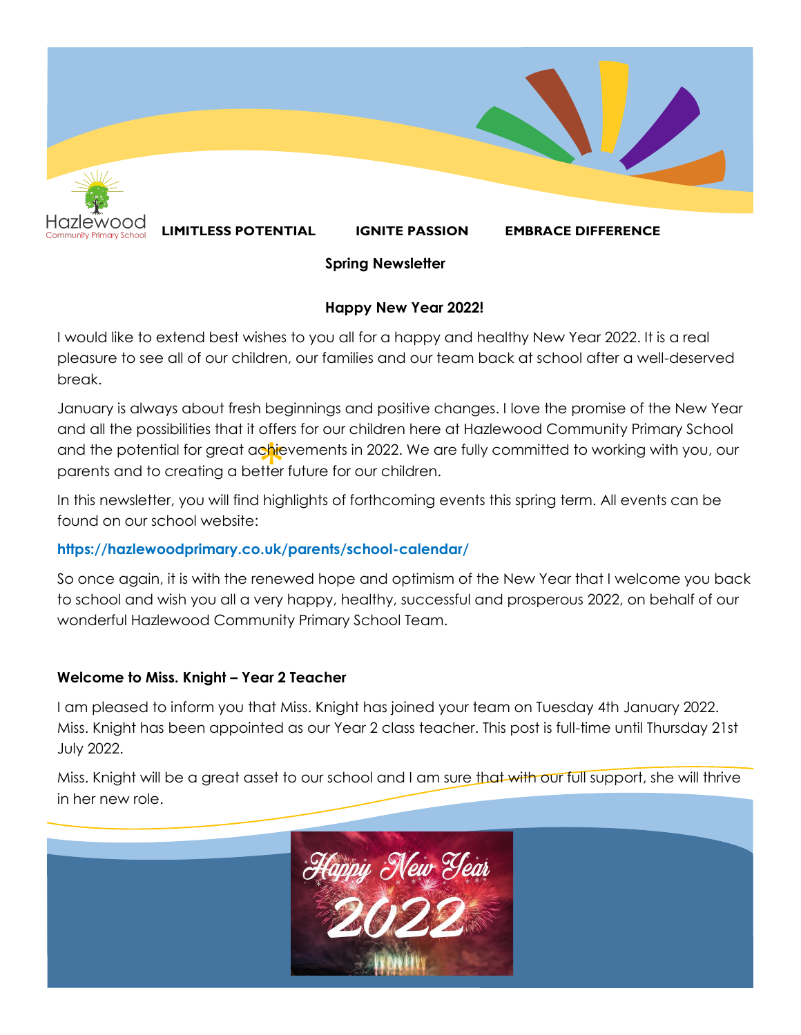Hazlewood Community Primary School

**LIMITLESS POTENTIAL** **IGNITE PASSION** **EMBRACE DIFFERENCE**

**Spring Newsletter**

**Happy New Year 2022!**

I would like to extend best wishes to you all for a happy and healthy New Year 2022. It is a real pleasure to see all of our children, our families and our team back at school after a well-deserved break.

January is always about fresh beginnings and positive changes. I love the promise of the New Year and all the possibilities that it offers for our children here at Hazlewood Community Primary School and the potential for great achievements in 2022. We are fully committed to working with you, our parents and to creating a better future for our children.

In this newsletter, you will find highlights of forthcoming events this spring term. All events can be found on our school website:

**https://hazlewoodprimary.co.uk/parents/school-calendar/**

So once again, it is with the renewed hope and optimism of the New Year that I welcome you back to school and wish you all a very happy, healthy, successful and prosperous 2022, on behalf of our wonderful Hazlewood Community Primary School Team.

**Welcome to Miss. Knight – Year 2 Teacher**

I am pleased to inform you that Miss. Knight has joined your team on Tuesday 4th January 2022. Miss. Knight has been appointed as our Year 2 class teacher. This post is full-time until Thursday 21st July 2022.

Miss. Knight will be a great asset to our school and I am sure that with our full support, she will thrive in her new role.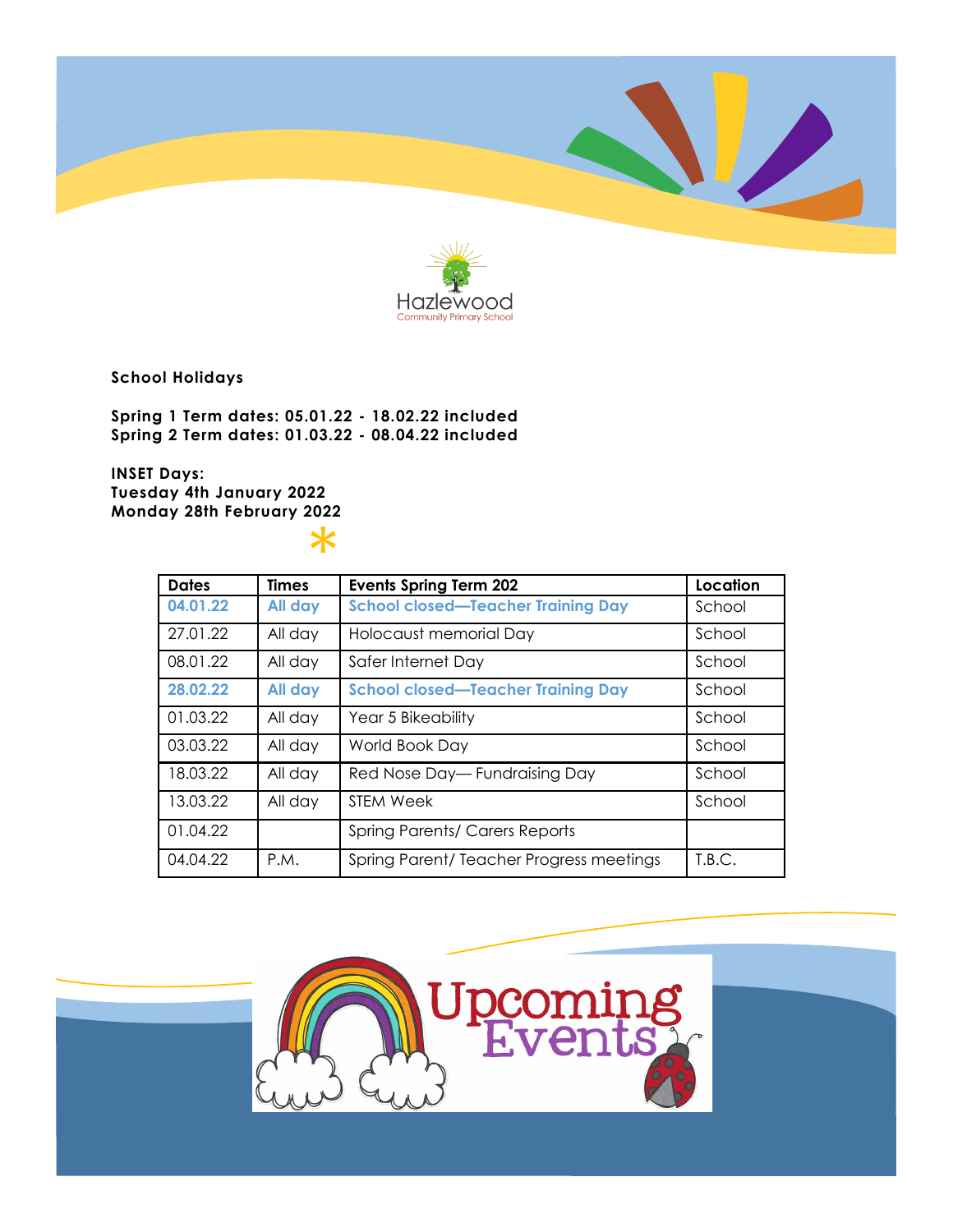Hazlewood
Community Primary School

**School Holidays**

**Spring 1 Term dates: 05.01.22 - 18.02.22 included**
**Spring 2 Term dates: 01.03.22 - 08.04.22 included**

**INSET Days:**
**Tuesday 4th January 2022**
**Monday 28th February 2022**

| Dates | Times | Events Spring Term 202 | Location |
|---|---|---|---|
| **04.01.22** | **All day** | **School closed—Teacher Training Day** | School |
| 27.01.22 | All day | Holocaust memorial Day | School |
| 08.01.22 | All day | Safer Internet Day | School |
| **28.02.22** | **All day** | **School closed—Teacher Training Day** | School |
| 01.03.22 | All day | Year 5 Bikeability | School |
| 03.03.22 | All day | World Book Day | School |
| 18.03.22 | All day | Red Nose Day— Fundraising Day | School |
| 13.03.22 | All day | STEM Week | School |
| 01.04.22 | | Spring Parents/ Carers Reports | |
| 04.04.22 | P.M. | Spring Parent/ Teacher Progress meetings | T.B.C. |

Upcoming Events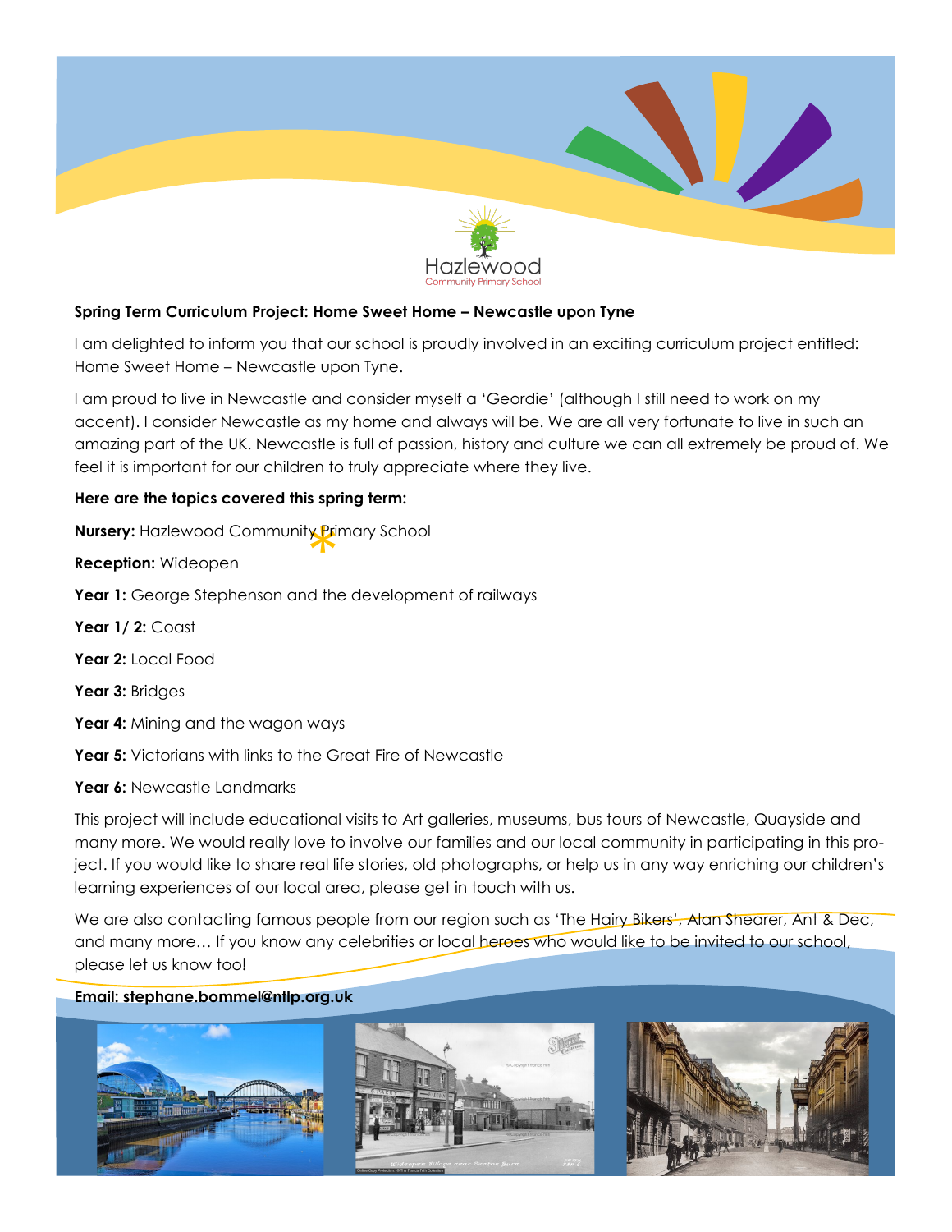Hazlewood
Community Primary School

**Spring Term Curriculum Project: Home Sweet Home – Newcastle upon Tyne**

I am delighted to inform you that our school is proudly involved in an exciting curriculum project entitled: Home Sweet Home – Newcastle upon Tyne.

I am proud to live in Newcastle and consider myself a 'Geordie' (although I still need to work on my accent). I consider Newcastle as my home and always will be. We are all very fortunate to live in such an amazing part of the UK. Newcastle is full of passion, history and culture we can all extremely be proud of. We feel it is important for our children to truly appreciate where they live.

**Here are the topics covered this spring term:**

**Nursery:** Hazlewood Community Primary School

**Reception:** Wideopen

**Year 1:** George Stephenson and the development of railways

**Year 1/ 2:** Coast

**Year 2:** Local Food

**Year 3:** Bridges

**Year 4:** Mining and the wagon ways

**Year 5:** Victorians with links to the Great Fire of Newcastle

**Year 6:** Newcastle Landmarks

This project will include educational visits to Art galleries, museums, bus tours of Newcastle, Quayside and many more. We would really love to involve our families and our local community in participating in this project. If you would like to share real life stories, old photographs, or help us in any way enriching our children's learning experiences of our local area, please get in touch with us.

We are also contacting famous people from our region such as 'The Hairy Bikers', Alan Shearer, Ant & Dec, and many more… If you know any celebrities or local heroes who would like to be invited to our school, please let us know too!

**Email: stephane.bommel@ntlp.org.uk**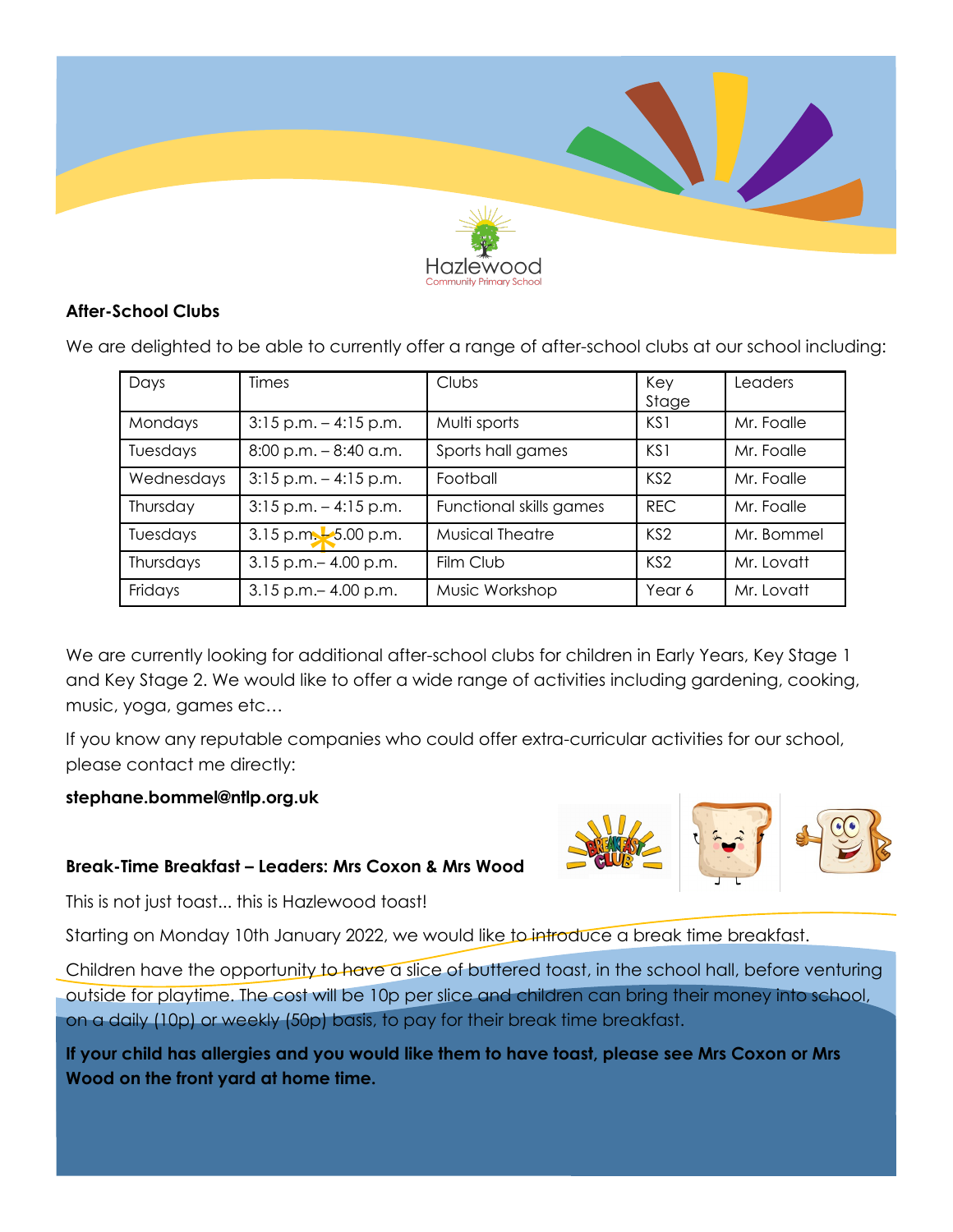Hazlewood
Community Primary School

**After-School Clubs**

We are delighted to be able to currently offer a range of after-school clubs at our school including:

| Days | Times | Clubs | Key Stage | Leaders |
|---|---|---|---|---|
| Mondays | 3:15 p.m. – 4:15 p.m. | Multi sports | KS1 | Mr. Foalle |
| Tuesdays | 8:00 p.m. – 8:40 a.m. | Sports hall games | KS1 | Mr. Foalle |
| Wednesdays | 3:15 p.m. – 4:15 p.m. | Football | KS2 | Mr. Foalle |
| Thursday | 3:15 p.m. – 4:15 p.m. | Functional skills games | REC | Mr. Foalle |
| Tuesdays | 3.15 p.m. – 5.00 p.m. | Musical Theatre | KS2 | Mr. Bommel |
| Thursdays | 3.15 p.m.– 4.00 p.m. | Film Club | KS2 | Mr. Lovatt |
| Fridays | 3.15 p.m.– 4.00 p.m. | Music Workshop | Year 6 | Mr. Lovatt |

We are currently looking for additional after-school clubs for children in Early Years, Key Stage 1 and Key Stage 2. We would like to offer a wide range of activities including gardening, cooking, music, yoga, games etc…

If you know any reputable companies who could offer extra-curricular activities for our school, please contact me directly:

**stephane.bommel@ntlp.org.uk**

**Break-Time Breakfast – Leaders: Mrs Coxon & Mrs Wood**

This is not just toast... this is Hazlewood toast!

Starting on Monday 10th January 2022, we would like to introduce a break time breakfast.

Children have the opportunity to have a slice of buttered toast, in the school hall, before venturing outside for playtime. The cost will be 10p per slice and children can bring their money into school, on a daily (10p) or weekly (50p) basis, to pay for their break time breakfast.

**If your child has allergies and you would like them to have toast, please see Mrs Coxon or Mrs Wood on the front yard at home time.**